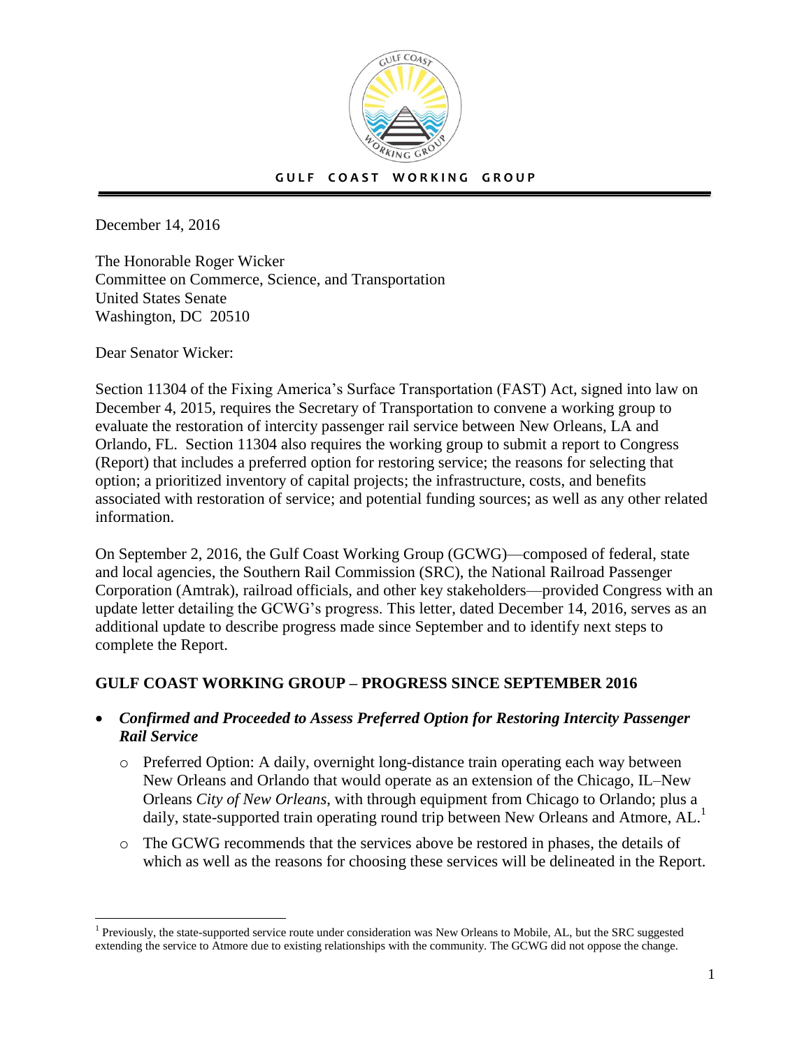**GULF COAST WORKING GROUP**

December 14, 2016

The Honorable Roger Wicker
Committee on Commerce, Science, and Transportation
United States Senate
Washington, DC 20510

Dear Senator Wicker:

Section 11304 of the Fixing America's Surface Transportation (FAST) Act, signed into law on December 4, 2015, requires the Secretary of Transportation to convene a working group to evaluate the restoration of intercity passenger rail service between New Orleans, LA and Orlando, FL. Section 11304 also requires the working group to submit a report to Congress (Report) that includes a preferred option for restoring service; the reasons for selecting that option; a prioritized inventory of capital projects; the infrastructure, costs, and benefits associated with restoration of service; and potential funding sources; as well as any other related information.

On September 2, 2016, the Gulf Coast Working Group (GCWG)—composed of federal, state and local agencies, the Southern Rail Commission (SRC), the National Railroad Passenger Corporation (Amtrak), railroad officials, and other key stakeholders—provided Congress with an update letter detailing the GCWG's progress. This letter, dated December 14, 2016, serves as an additional update to describe progress made since September and to identify next steps to complete the Report.

## GULF COAST WORKING GROUP – PROGRESS SINCE SEPTEMBER 2016

- ***Confirmed and Proceeded to Assess Preferred Option for Restoring Intercity Passenger Rail Service***
  - Preferred Option: A daily, overnight long-distance train operating each way between New Orleans and Orlando that would operate as an extension of the Chicago, IL–New Orleans *City of New Orleans*, with through equipment from Chicago to Orlando; plus a daily, state-supported train operating round trip between New Orleans and Atmore, AL.[1]
  - The GCWG recommends that the services above be restored in phases, the details of which as well as the reasons for choosing these services will be delineated in the Report.

[1] Previously, the state-supported service route under consideration was New Orleans to Mobile, AL, but the SRC suggested extending the service to Atmore due to existing relationships with the community. The GCWG did not oppose the change.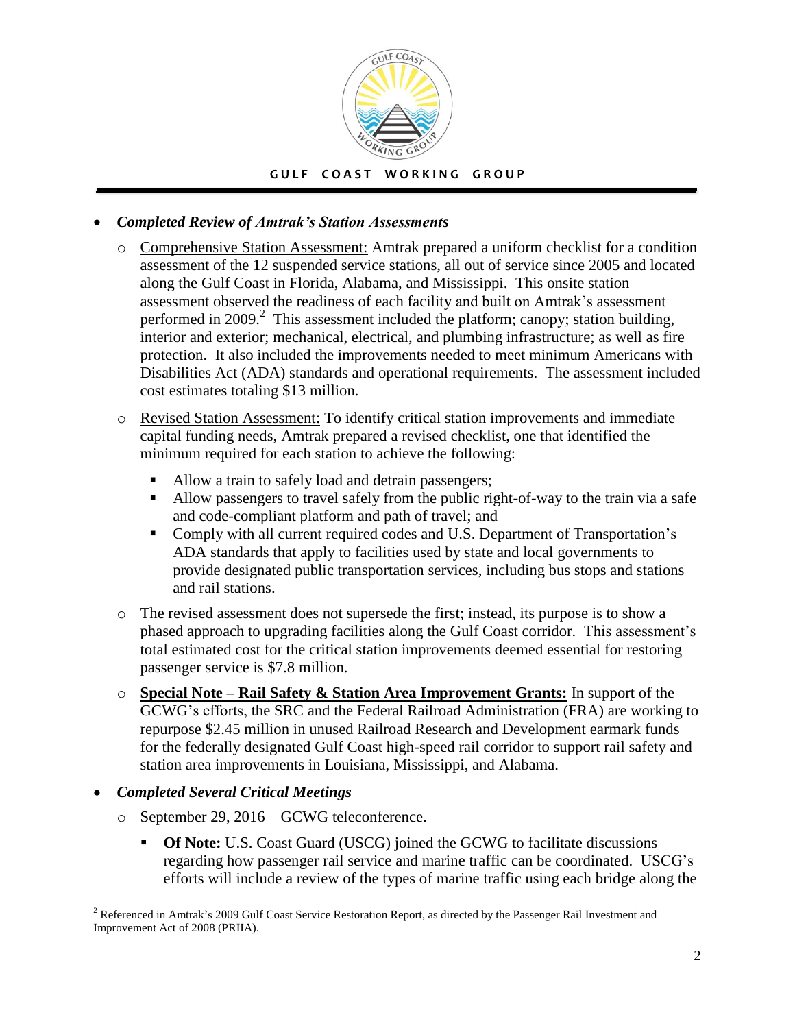- ***Completed Review of Amtrak's Station Assessments***
  - Comprehensive Station Assessment: Amtrak prepared a uniform checklist for a condition assessment of the 12 suspended service stations, all out of service since 2005 and located along the Gulf Coast in Florida, Alabama, and Mississippi. This onsite station assessment observed the readiness of each facility and built on Amtrak's assessment performed in 2009.[2] This assessment included the platform; canopy; station building, interior and exterior; mechanical, electrical, and plumbing infrastructure; as well as fire protection. It also included the improvements needed to meet minimum Americans with Disabilities Act (ADA) standards and operational requirements. The assessment included cost estimates totaling $13 million.
  - Revised Station Assessment: To identify critical station improvements and immediate capital funding needs, Amtrak prepared a revised checklist, one that identified the minimum required for each station to achieve the following:
    - Allow a train to safely load and detrain passengers;
    - Allow passengers to travel safely from the public right-of-way to the train via a safe and code-compliant platform and path of travel; and
    - Comply with all current required codes and U.S. Department of Transportation's ADA standards that apply to facilities used by state and local governments to provide designated public transportation services, including bus stops and stations and rail stations.
  - The revised assessment does not supersede the first; instead, its purpose is to show a phased approach to upgrading facilities along the Gulf Coast corridor. This assessment's total estimated cost for the critical station improvements deemed essential for restoring passenger service is $7.8 million.
  - **Special Note – Rail Safety & Station Area Improvement Grants:** In support of the GCWG's efforts, the SRC and the Federal Railroad Administration (FRA) are working to repurpose $2.45 million in unused Railroad Research and Development earmark funds for the federally designated Gulf Coast high-speed rail corridor to support rail safety and station area improvements in Louisiana, Mississippi, and Alabama.
- ***Completed Several Critical Meetings***
  - September 29, 2016 – GCWG teleconference.
    - **Of Note:** U.S. Coast Guard (USCG) joined the GCWG to facilitate discussions regarding how passenger rail service and marine traffic can be coordinated. USCG's efforts will include a review of the types of marine traffic using each bridge along the

[2] Referenced in Amtrak's 2009 Gulf Coast Service Restoration Report, as directed by the Passenger Rail Investment and Improvement Act of 2008 (PRIIA).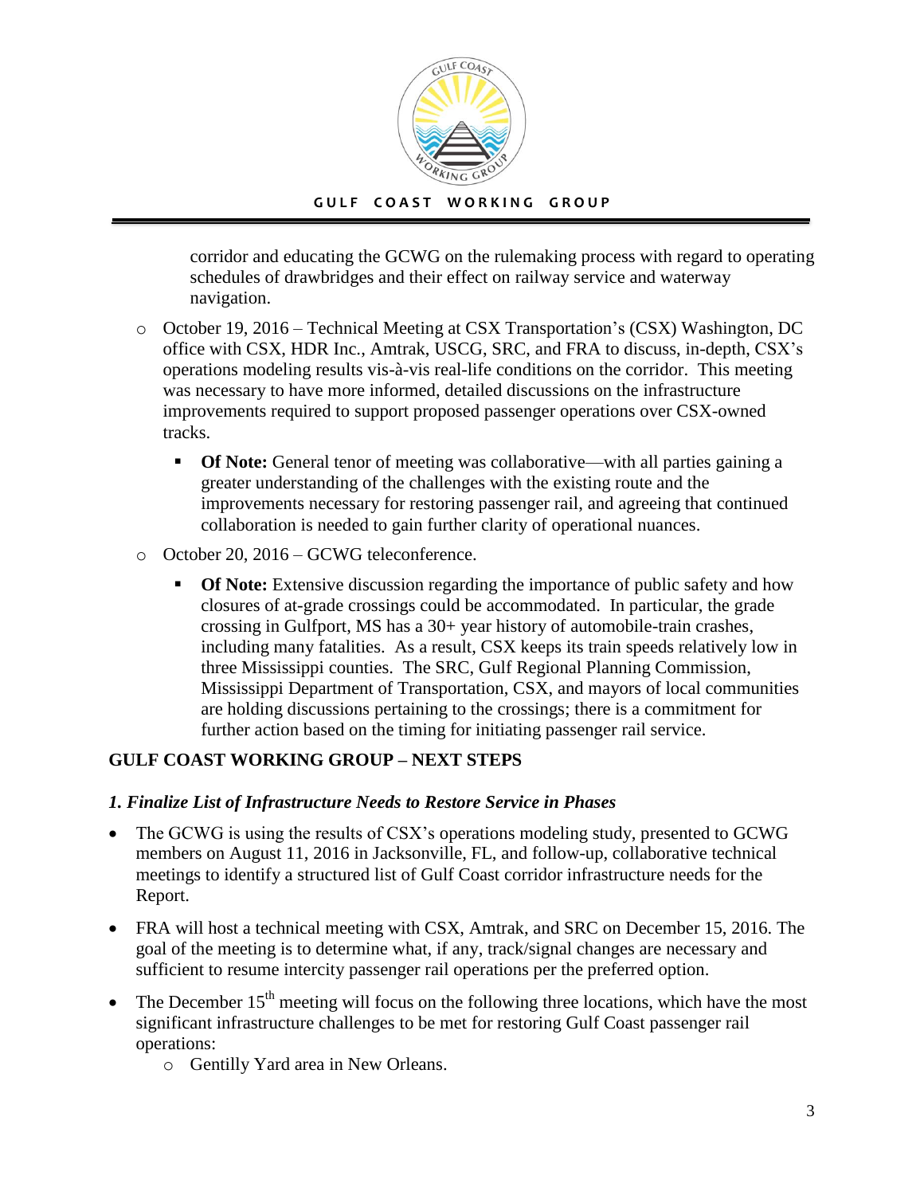corridor and educating the GCWG on the rulemaking process with regard to operating schedules of drawbridges and their effect on railway service and waterway navigation.

- October 19, 2016 – Technical Meeting at CSX Transportation's (CSX) Washington, DC office with CSX, HDR Inc., Amtrak, USCG, SRC, and FRA to discuss, in-depth, CSX's operations modeling results vis-à-vis real-life conditions on the corridor. This meeting was necessary to have more informed, detailed discussions on the infrastructure improvements required to support proposed passenger operations over CSX-owned tracks.
  - **Of Note:** General tenor of meeting was collaborative—with all parties gaining a greater understanding of the challenges with the existing route and the improvements necessary for restoring passenger rail, and agreeing that continued collaboration is needed to gain further clarity of operational nuances.
- October 20, 2016 – GCWG teleconference.
  - **Of Note:** Extensive discussion regarding the importance of public safety and how closures of at-grade crossings could be accommodated. In particular, the grade crossing in Gulfport, MS has a 30+ year history of automobile-train crashes, including many fatalities. As a result, CSX keeps its train speeds relatively low in three Mississippi counties. The SRC, Gulf Regional Planning Commission, Mississippi Department of Transportation, CSX, and mayors of local communities are holding discussions pertaining to the crossings; there is a commitment for further action based on the timing for initiating passenger rail service.

## GULF COAST WORKING GROUP – NEXT STEPS

### *1. Finalize List of Infrastructure Needs to Restore Service in Phases*

- The GCWG is using the results of CSX's operations modeling study, presented to GCWG members on August 11, 2016 in Jacksonville, FL, and follow-up, collaborative technical meetings to identify a structured list of Gulf Coast corridor infrastructure needs for the Report.
- FRA will host a technical meeting with CSX, Amtrak, and SRC on December 15, 2016. The goal of the meeting is to determine what, if any, track/signal changes are necessary and sufficient to resume intercity passenger rail operations per the preferred option.
- The December 15th meeting will focus on the following three locations, which have the most significant infrastructure challenges to be met for restoring Gulf Coast passenger rail operations:
  - Gentilly Yard area in New Orleans.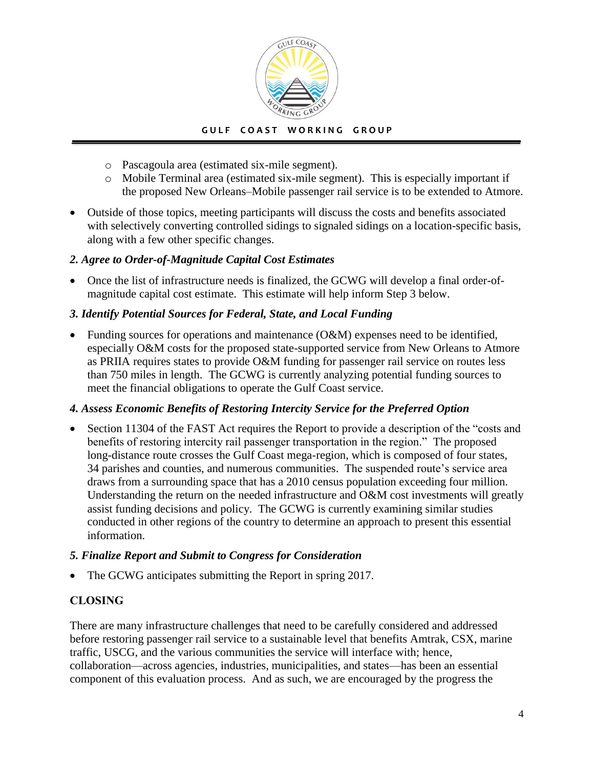- Pascagoula area (estimated six-mile segment).
    - Mobile Terminal area (estimated six-mile segment). This is especially important if the proposed New Orleans–Mobile passenger rail service is to be extended to Atmore.
- Outside of those topics, meeting participants will discuss the costs and benefits associated with selectively converting controlled sidings to signaled sidings on a location-specific basis, along with a few other specific changes.

### *2. Agree to Order-of-Magnitude Capital Cost Estimates*

- Once the list of infrastructure needs is finalized, the GCWG will develop a final order-of-magnitude capital cost estimate. This estimate will help inform Step 3 below.

### *3. Identify Potential Sources for Federal, State, and Local Funding*

- Funding sources for operations and maintenance (O&M) expenses need to be identified, especially O&M costs for the proposed state-supported service from New Orleans to Atmore as PRIIA requires states to provide O&M funding for passenger rail service on routes less than 750 miles in length. The GCWG is currently analyzing potential funding sources to meet the financial obligations to operate the Gulf Coast service.

### *4. Assess Economic Benefits of Restoring Intercity Service for the Preferred Option*

- Section 11304 of the FAST Act requires the Report to provide a description of the "costs and benefits of restoring intercity rail passenger transportation in the region." The proposed long-distance route crosses the Gulf Coast mega-region, which is composed of four states, 34 parishes and counties, and numerous communities. The suspended route's service area draws from a surrounding space that has a 2010 census population exceeding four million. Understanding the return on the needed infrastructure and O&M cost investments will greatly assist funding decisions and policy. The GCWG is currently examining similar studies conducted in other regions of the country to determine an approach to present this essential information.

### *5. Finalize Report and Submit to Congress for Consideration*

- The GCWG anticipates submitting the Report in spring 2017.

## CLOSING

There are many infrastructure challenges that need to be carefully considered and addressed before restoring passenger rail service to a sustainable level that benefits Amtrak, CSX, marine traffic, USCG, and the various communities the service will interface with; hence, collaboration—across agencies, industries, municipalities, and states—has been an essential component of this evaluation process. And as such, we are encouraged by the progress the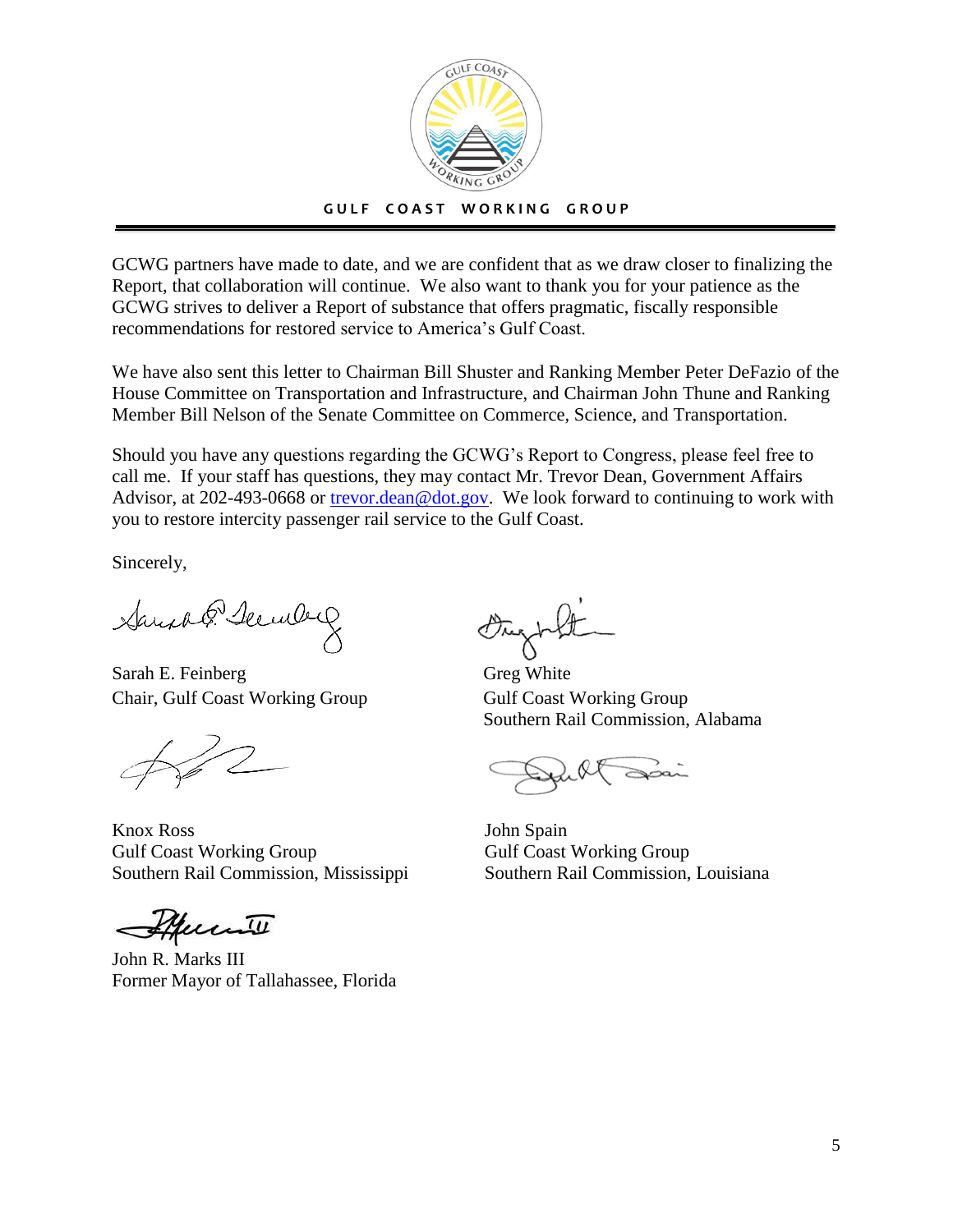GCWG partners have made to date, and we are confident that as we draw closer to finalizing the Report, that collaboration will continue. We also want to thank you for your patience as the GCWG strives to deliver a Report of substance that offers pragmatic, fiscally responsible recommendations for restored service to America's Gulf Coast.

We have also sent this letter to Chairman Bill Shuster and Ranking Member Peter DeFazio of the House Committee on Transportation and Infrastructure, and Chairman John Thune and Ranking Member Bill Nelson of the Senate Committee on Commerce, Science, and Transportation.

Should you have any questions regarding the GCWG's Report to Congress, please feel free to call me. If your staff has questions, they may contact Mr. Trevor Dean, Government Affairs Advisor, at 202-493-0668 or [trevor.dean@dot.gov](mailto:trevor.dean@dot.gov). We look forward to continuing to work with you to restore intercity passenger rail service to the Gulf Coast.

Sincerely,

Sarah E. Feinberg
Chair, Gulf Coast Working Group

Greg White
Gulf Coast Working Group
Southern Rail Commission, Alabama

Knox Ross
Gulf Coast Working Group
Southern Rail Commission, Mississippi

John Spain
Gulf Coast Working Group
Southern Rail Commission, Louisiana

John R. Marks III
Former Mayor of Tallahassee, Florida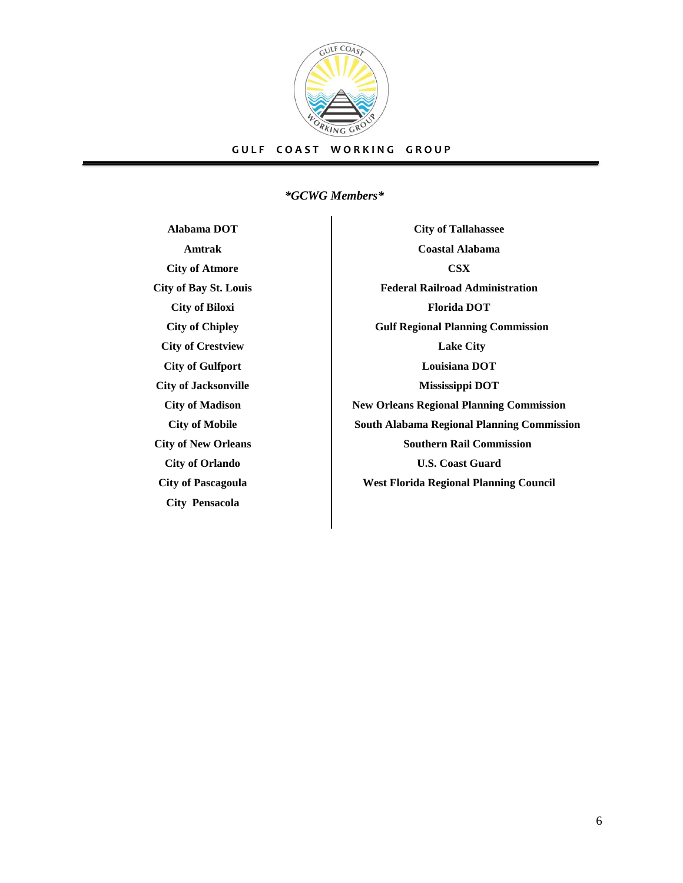GULF COAST WORKING GROUP

***GCWG Members***

**Alabama DOT**
**Amtrak**
**City of Atmore**
**City of Bay St. Louis**
**City of Biloxi**
**City of Chipley**
**City of Crestview**
**City of Gulfport**
**City of Jacksonville**
**City of Madison**
**City of Mobile**
**City of New Orleans**
**City of Orlando**
**City of Pascagoula**
**City  Pensacola**
**City of Tallahassee**
**Coastal Alabama**
**CSX**
**Federal Railroad Administration**
**Florida DOT**
**Gulf Regional Planning Commission**
**Lake City**
**Louisiana DOT**
**Mississippi DOT**
**New Orleans Regional Planning Commission**
**South Alabama Regional Planning Commission**
**Southern Rail Commission**
**U.S. Coast Guard**
**West Florida Regional Planning Council**